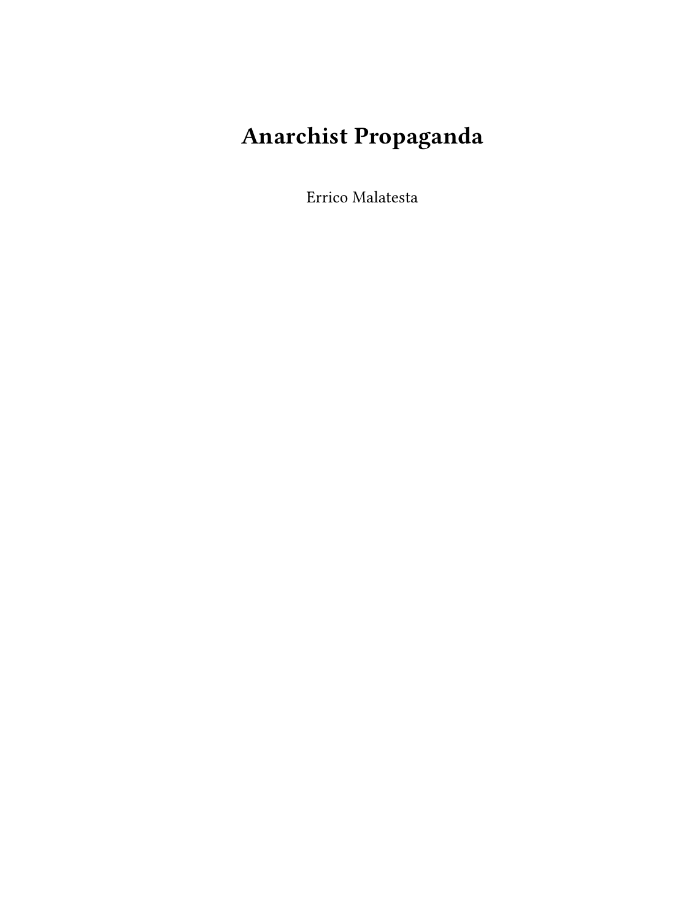# Anarchist Propaganda

Errico Malatesta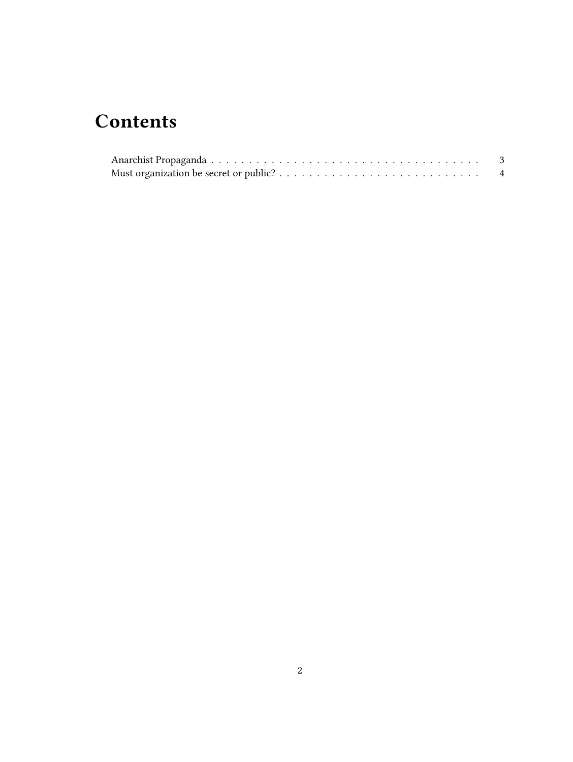# Contents

Anarchist Propaganda . . . . . . . . . . . . . . . . . . . . . . . . . . . . . . . . . . . . . 3
Must organization be secret or public? . . . . . . . . . . . . . . . . . . . . . . . . . . . 4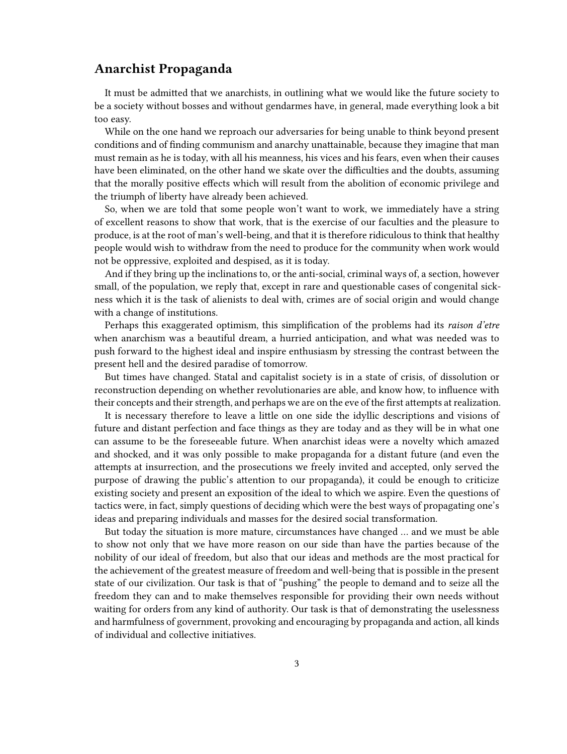## Anarchist Propaganda

It must be admitted that we anarchists, in outlining what we would like the future society to be a society without bosses and without gendarmes have, in general, made everything look a bit too easy.

While on the one hand we reproach our adversaries for being unable to think beyond present conditions and of finding communism and anarchy unattainable, because they imagine that man must remain as he is today, with all his meanness, his vices and his fears, even when their causes have been eliminated, on the other hand we skate over the difficulties and the doubts, assuming that the morally positive effects which will result from the abolition of economic privilege and the triumph of liberty have already been achieved.

So, when we are told that some people won't want to work, we immediately have a string of excellent reasons to show that work, that is the exercise of our faculties and the pleasure to produce, is at the root of man's well-being, and that it is therefore ridiculous to think that healthy people would wish to withdraw from the need to produce for the community when work would not be oppressive, exploited and despised, as it is today.

And if they bring up the inclinations to, or the anti-social, criminal ways of, a section, however small, of the population, we reply that, except in rare and questionable cases of congenital sickness which it is the task of alienists to deal with, crimes are of social origin and would change with a change of institutions.

Perhaps this exaggerated optimism, this simplification of the problems had its *raison d'etre* when anarchism was a beautiful dream, a hurried anticipation, and what was needed was to push forward to the highest ideal and inspire enthusiasm by stressing the contrast between the present hell and the desired paradise of tomorrow.

But times have changed. Statal and capitalist society is in a state of crisis, of dissolution or reconstruction depending on whether revolutionaries are able, and know how, to influence with their concepts and their strength, and perhaps we are on the eve of the first attempts at realization.

It is necessary therefore to leave a little on one side the idyllic descriptions and visions of future and distant perfection and face things as they are today and as they will be in what one can assume to be the foreseeable future. When anarchist ideas were a novelty which amazed and shocked, and it was only possible to make propaganda for a distant future (and even the attempts at insurrection, and the prosecutions we freely invited and accepted, only served the purpose of drawing the public's attention to our propaganda), it could be enough to criticize existing society and present an exposition of the ideal to which we aspire. Even the questions of tactics were, in fact, simply questions of deciding which were the best ways of propagating one's ideas and preparing individuals and masses for the desired social transformation.

But today the situation is more mature, circumstances have changed … and we must be able to show not only that we have more reason on our side than have the parties because of the nobility of our ideal of freedom, but also that our ideas and methods are the most practical for the achievement of the greatest measure of freedom and well-being that is possible in the present state of our civilization. Our task is that of "pushing" the people to demand and to seize all the freedom they can and to make themselves responsible for providing their own needs without waiting for orders from any kind of authority. Our task is that of demonstrating the uselessness and harmfulness of government, provoking and encouraging by propaganda and action, all kinds of individual and collective initiatives.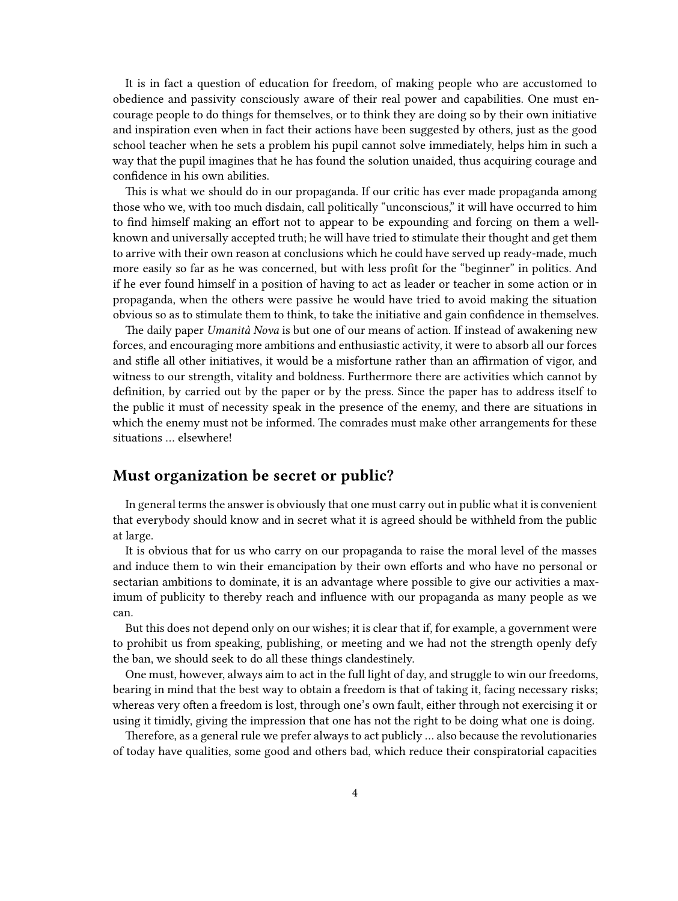It is in fact a question of education for freedom, of making people who are accustomed to obedience and passivity consciously aware of their real power and capabilities. One must encourage people to do things for themselves, or to think they are doing so by their own initiative and inspiration even when in fact their actions have been suggested by others, just as the good school teacher when he sets a problem his pupil cannot solve immediately, helps him in such a way that the pupil imagines that he has found the solution unaided, thus acquiring courage and confidence in his own abilities.

This is what we should do in our propaganda. If our critic has ever made propaganda among those who we, with too much disdain, call politically "unconscious," it will have occurred to him to find himself making an effort not to appear to be expounding and forcing on them a well-known and universally accepted truth; he will have tried to stimulate their thought and get them to arrive with their own reason at conclusions which he could have served up ready-made, much more easily so far as he was concerned, but with less profit for the "beginner" in politics. And if he ever found himself in a position of having to act as leader or teacher in some action or in propaganda, when the others were passive he would have tried to avoid making the situation obvious so as to stimulate them to think, to take the initiative and gain confidence in themselves.

The daily paper *Umanità Nova* is but one of our means of action. If instead of awakening new forces, and encouraging more ambitions and enthusiastic activity, it were to absorb all our forces and stifle all other initiatives, it would be a misfortune rather than an affirmation of vigor, and witness to our strength, vitality and boldness. Furthermore there are activities which cannot by definition, by carried out by the paper or by the press. Since the paper has to address itself to the public it must of necessity speak in the presence of the enemy, and there are situations in which the enemy must not be informed. The comrades must make other arrangements for these situations … elsewhere!

## Must organization be secret or public?

In general terms the answer is obviously that one must carry out in public what it is convenient that everybody should know and in secret what it is agreed should be withheld from the public at large.

It is obvious that for us who carry on our propaganda to raise the moral level of the masses and induce them to win their emancipation by their own efforts and who have no personal or sectarian ambitions to dominate, it is an advantage where possible to give our activities a maximum of publicity to thereby reach and influence with our propaganda as many people as we can.

But this does not depend only on our wishes; it is clear that if, for example, a government were to prohibit us from speaking, publishing, or meeting and we had not the strength openly defy the ban, we should seek to do all these things clandestinely.

One must, however, always aim to act in the full light of day, and struggle to win our freedoms, bearing in mind that the best way to obtain a freedom is that of taking it, facing necessary risks; whereas very often a freedom is lost, through one's own fault, either through not exercising it or using it timidly, giving the impression that one has not the right to be doing what one is doing.

Therefore, as a general rule we prefer always to act publicly … also because the revolutionaries of today have qualities, some good and others bad, which reduce their conspiratorial capacities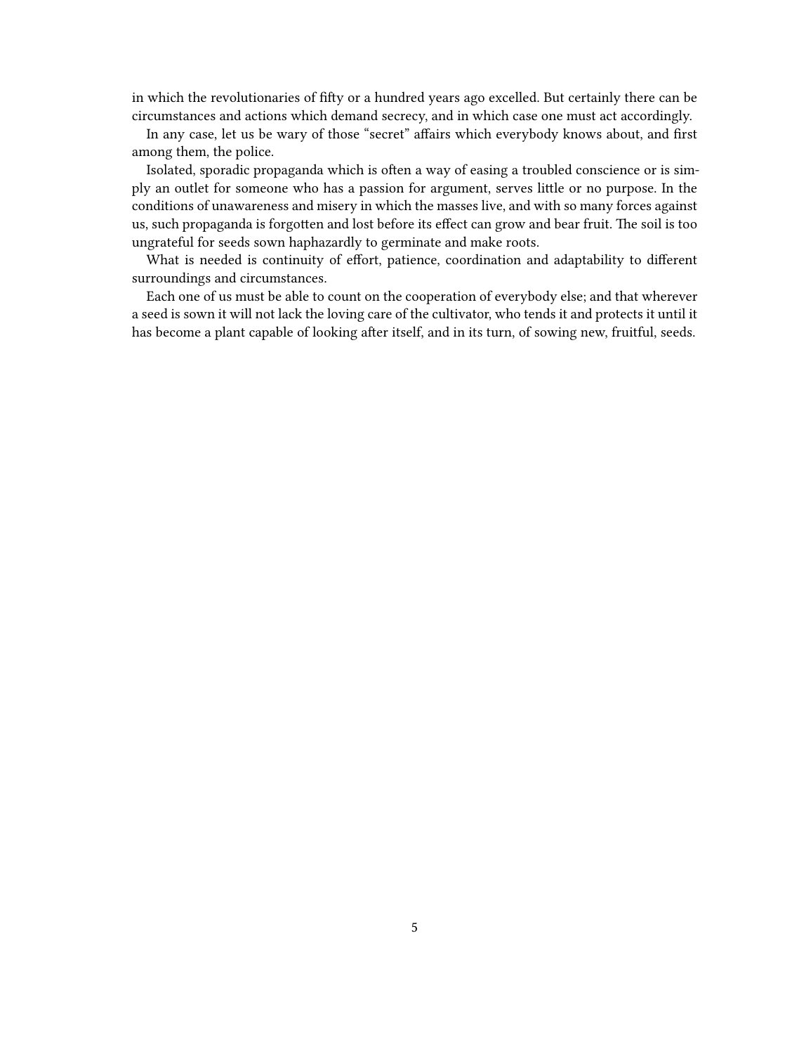in which the revolutionaries of fifty or a hundred years ago excelled. But certainly there can be circumstances and actions which demand secrecy, and in which case one must act accordingly.

In any case, let us be wary of those "secret" affairs which everybody knows about, and first among them, the police.

Isolated, sporadic propaganda which is often a way of easing a troubled conscience or is simply an outlet for someone who has a passion for argument, serves little or no purpose. In the conditions of unawareness and misery in which the masses live, and with so many forces against us, such propaganda is forgotten and lost before its effect can grow and bear fruit. The soil is too ungrateful for seeds sown haphazardly to germinate and make roots.

What is needed is continuity of effort, patience, coordination and adaptability to different surroundings and circumstances.

Each one of us must be able to count on the cooperation of everybody else; and that wherever a seed is sown it will not lack the loving care of the cultivator, who tends it and protects it until it has become a plant capable of looking after itself, and in its turn, of sowing new, fruitful, seeds.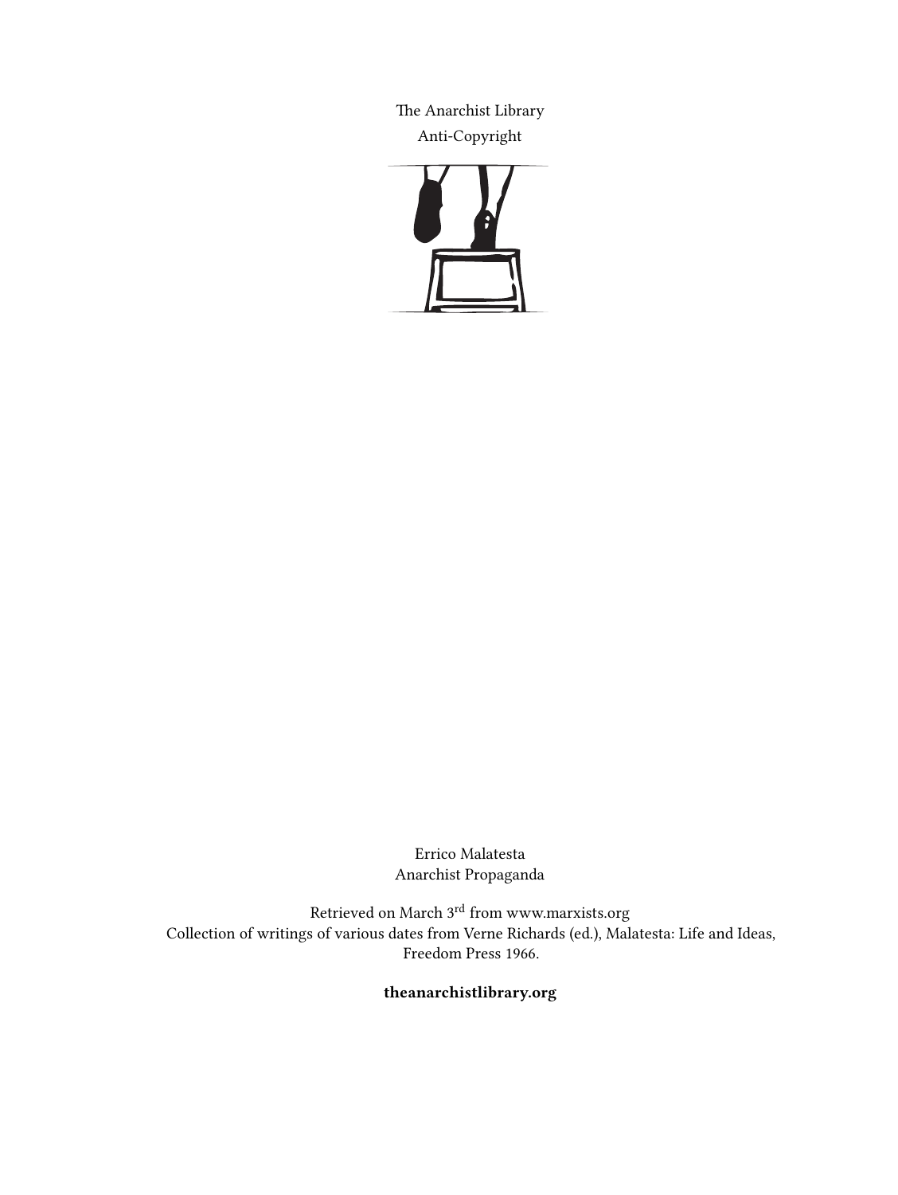The Anarchist Library
Anti-Copyright

Errico Malatesta
Anarchist Propaganda

Retrieved on March 3rd from www.marxists.org
Collection of writings of various dates from Verne Richards (ed.), Malatesta: Life and Ideas, Freedom Press 1966.

**theanarchistlibrary.org**